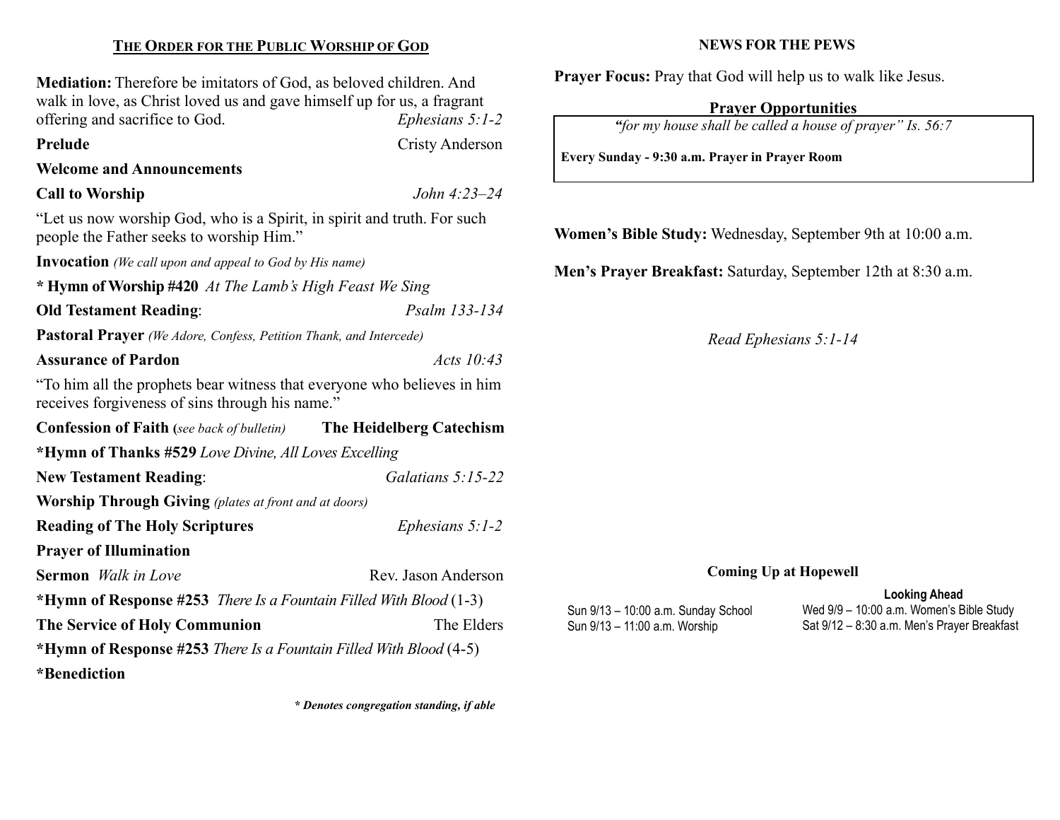## THE ORDER FOR THE PUBLIC WORSHIP OF GOD

**Mediation:** Therefore be imitators of God, as beloved children. And walk in love, as Christ loved us and gave himself up for us, a fragrant offering and sacrifice to God. *Ephesians 5:1-2*

**Prelude** — Cristy Anderson

**Welcome and Announcements**

**Call to Worship** — *John 4:23–24*

"Let us now worship God, who is a Spirit, in spirit and truth. For such people the Father seeks to worship Him."

**Invocation** *(We call upon and appeal to God by His name)*

**\* Hymn of Worship #420** *At The Lamb's High Feast We Sing*

**Old Testament Reading**: *Psalm 133-134*

**Pastoral Prayer** *(We Adore, Confess, Petition Thank, and Intercede)*

**Assurance of Pardon** — *Acts 10:43*

"To him all the prophets bear witness that everyone who believes in him receives forgiveness of sins through his name."

**Confession of Faith (***see back of bulletin***)** — **The Heidelberg Catechism**

**\*Hymn of Thanks #529** *Love Divine, All Loves Excelling*

**New Testament Reading**: *Galatians 5:15-22*

**Worship Through Giving** *(plates at front and at doors)*

**Reading of The Holy Scriptures** — *Ephesians 5:1-2*

**Prayer of Illumination**

**Sermon** *Walk in Love* — Rev. Jason Anderson

**\*Hymn of Response #253** *There Is a Fountain Filled With Blood* (1-3)

**The Service of Holy Communion** — The Elders

**\*Hymn of Response #253** *There Is a Fountain Filled With Blood* (4-5)

**\*Benediction**

***\* Denotes congregation standing, if able***

## NEWS FOR THE PEWS

**Prayer Focus:** Pray that God will help us to walk like Jesus.

### Prayer Opportunities

*"for my house shall be called a house of prayer" Is. 56:7*

**Every Sunday - 9:30 a.m. Prayer in Prayer Room**

**Women's Bible Study:** Wednesday, September 9th at 10:00 a.m.

**Men's Prayer Breakfast:** Saturday, September 12th at 8:30 a.m.

*Read Ephesians 5:1-14*

### Coming Up at Hopewell

Sun 9/13 – 10:00 a.m. Sunday School
Sun 9/13 – 11:00 a.m. Worship

**Looking Ahead**

Wed 9/9 – 10:00 a.m. Women's Bible Study
Sat 9/12 – 8:30 a.m. Men's Prayer Breakfast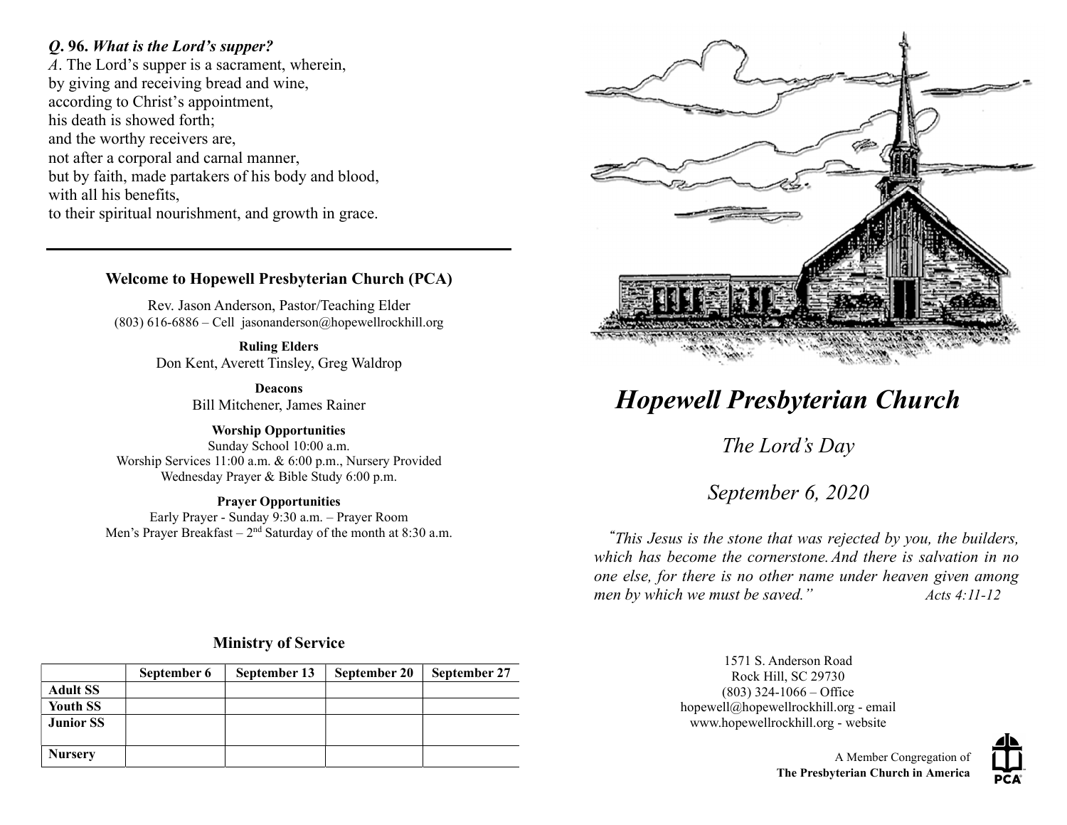***Q.* 96. *What is the Lord's supper?***

*A*. The Lord's supper is a sacrament, wherein,
by giving and receiving bread and wine,
according to Christ's appointment,
his death is showed forth;
and the worthy receivers are,
not after a corporal and carnal manner,
but by faith, made partakers of his body and blood,
with all his benefits,
to their spiritual nourishment, and growth in grace.

---

### Welcome to Hopewell Presbyterian Church (PCA)

Rev. Jason Anderson, Pastor/Teaching Elder
(803) 616-6886 – Cell jasonanderson@hopewellrockhill.org

**Ruling Elders**
Don Kent, Averett Tinsley, Greg Waldrop

**Deacons**
Bill Mitchener, James Rainer

**Worship Opportunities**
Sunday School 10:00 a.m.
Worship Services 11:00 a.m. & 6:00 p.m., Nursery Provided
Wednesday Prayer & Bible Study 6:00 p.m.

**Prayer Opportunities**
Early Prayer - Sunday 9:30 a.m. – Prayer Room
Men's Prayer Breakfast – 2nd Saturday of the month at 8:30 a.m.

### Ministry of Service

| | September 6 | September 13 | September 20 | September 27 |
|---|---|---|---|---|
| **Adult SS** | | | | |
| **Youth SS** | | | | |
| **Junior SS** | | | | |
| **Nursery** | | | | |

# *Hopewell Presbyterian Church*

*The Lord's Day*

*September 6, 2020*

*"This Jesus is the stone that was rejected by you, the builders, which has become the cornerstone. And there is salvation in no one else, for there is no other name under heaven given among men by which we must be saved."* *Acts 4:11-12*

1571 S. Anderson Road
Rock Hill, SC 29730
(803) 324-1066 – Office
hopewell@hopewellrockhill.org - email
www.hopewellrockhill.org - website

A Member Congregation of
**The Presbyterian Church in America**